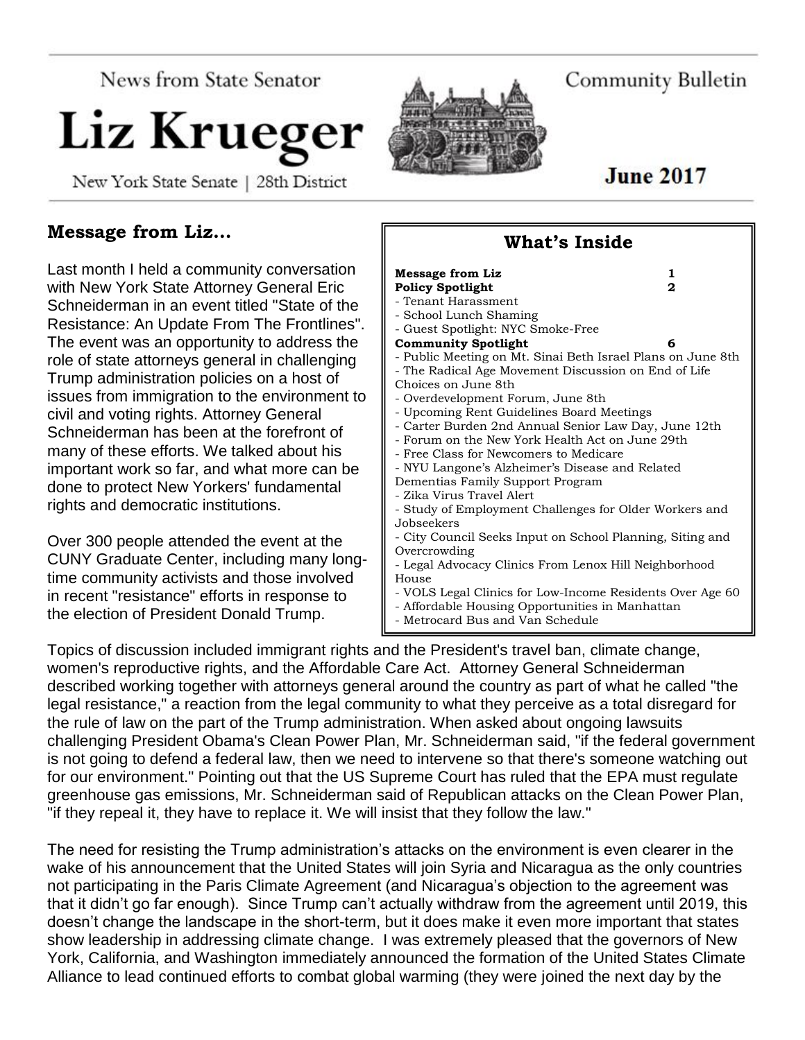News from State Senator

# Liz Krueger

New York State Senate | 28th District

Community Bulletin

**June 2017**

## Message from Liz...

Last month I held a community conversation with New York State Attorney General Eric Schneiderman in an event titled "State of the Resistance: An Update From The Frontlines". The event was an opportunity to address the role of state attorneys general in challenging Trump administration policies on a host of issues from immigration to the environment to civil and voting rights. Attorney General Schneiderman has been at the forefront of many of these efforts. We talked about his important work so far, and what more can be done to protect New Yorkers' fundamental rights and democratic institutions.

Over 300 people attended the event at the CUNY Graduate Center, including many long-time community activists and those involved in recent "resistance" efforts in response to the election of President Donald Trump.

## What's Inside

**Message from Liz** 1

**Policy Spotlight** 2

- Tenant Harassment
- School Lunch Shaming
- Guest Spotlight: NYC Smoke-Free

**Community Spotlight** 6

- Public Meeting on Mt. Sinai Beth Israel Plans on June 8th
- The Radical Age Movement Discussion on End of Life Choices on June 8th
- Overdevelopment Forum, June 8th
- Upcoming Rent Guidelines Board Meetings
- Carter Burden 2nd Annual Senior Law Day, June 12th
- Forum on the New York Health Act on June 29th
- Free Class for Newcomers to Medicare
- NYU Langone's Alzheimer's Disease and Related Dementias Family Support Program
- Zika Virus Travel Alert
- Study of Employment Challenges for Older Workers and Jobseekers
- City Council Seeks Input on School Planning, Siting and Overcrowding
- Legal Advocacy Clinics From Lenox Hill Neighborhood House
- VOLS Legal Clinics for Low-Income Residents Over Age 60
- Affordable Housing Opportunities in Manhattan
- Metrocard Bus and Van Schedule

Topics of discussion included immigrant rights and the President's travel ban, climate change, women's reproductive rights, and the Affordable Care Act. Attorney General Schneiderman described working together with attorneys general around the country as part of what he called "the legal resistance," a reaction from the legal community to what they perceive as a total disregard for the rule of law on the part of the Trump administration. When asked about ongoing lawsuits challenging President Obama's Clean Power Plan, Mr. Schneiderman said, "if the federal government is not going to defend a federal law, then we need to intervene so that there's someone watching out for our environment." Pointing out that the US Supreme Court has ruled that the EPA must regulate greenhouse gas emissions, Mr. Schneiderman said of Republican attacks on the Clean Power Plan, "if they repeal it, they have to replace it. We will insist that they follow the law."

The need for resisting the Trump administration's attacks on the environment is even clearer in the wake of his announcement that the United States will join Syria and Nicaragua as the only countries not participating in the Paris Climate Agreement (and Nicaragua's objection to the agreement was that it didn't go far enough). Since Trump can't actually withdraw from the agreement until 2019, this doesn't change the landscape in the short-term, but it does make it even more important that states show leadership in addressing climate change. I was extremely pleased that the governors of New York, California, and Washington immediately announced the formation of the United States Climate Alliance to lead continued efforts to combat global warming (they were joined the next day by the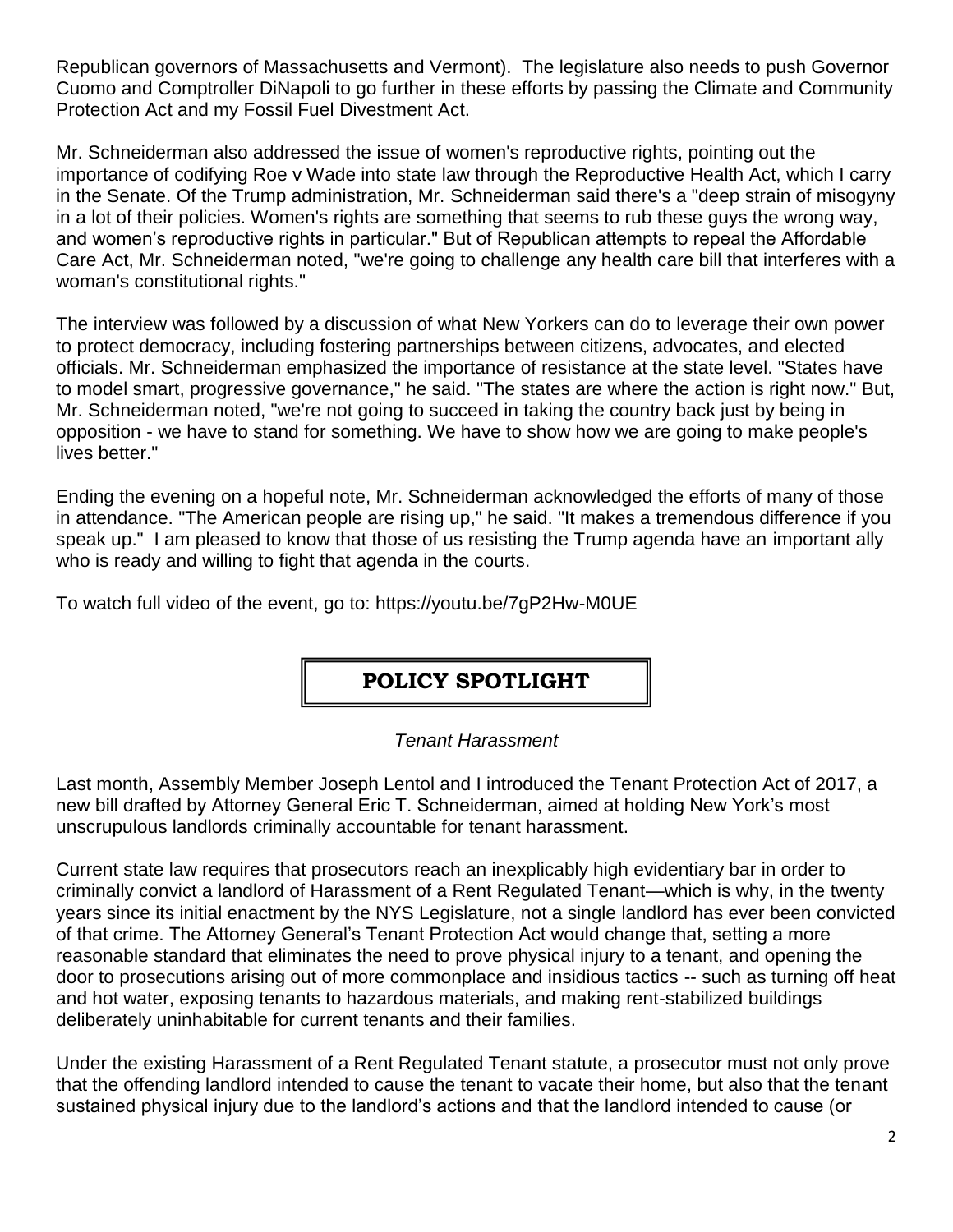Republican governors of Massachusetts and Vermont). The legislature also needs to push Governor Cuomo and Comptroller DiNapoli to go further in these efforts by passing the Climate and Community Protection Act and my Fossil Fuel Divestment Act.

Mr. Schneiderman also addressed the issue of women's reproductive rights, pointing out the importance of codifying Roe v Wade into state law through the Reproductive Health Act, which I carry in the Senate. Of the Trump administration, Mr. Schneiderman said there's a "deep strain of misogyny in a lot of their policies. Women's rights are something that seems to rub these guys the wrong way, and women's reproductive rights in particular." But of Republican attempts to repeal the Affordable Care Act, Mr. Schneiderman noted, "we're going to challenge any health care bill that interferes with a woman's constitutional rights."

The interview was followed by a discussion of what New Yorkers can do to leverage their own power to protect democracy, including fostering partnerships between citizens, advocates, and elected officials. Mr. Schneiderman emphasized the importance of resistance at the state level. "States have to model smart, progressive governance," he said. "The states are where the action is right now." But, Mr. Schneiderman noted, "we're not going to succeed in taking the country back just by being in opposition - we have to stand for something. We have to show how we are going to make people's lives better."

Ending the evening on a hopeful note, Mr. Schneiderman acknowledged the efforts of many of those in attendance. "The American people are rising up," he said. "It makes a tremendous difference if you speak up." I am pleased to know that those of us resisting the Trump agenda have an important ally who is ready and willing to fight that agenda in the courts.

To watch full video of the event, go to: https://youtu.be/7gP2Hw-M0UE

## POLICY SPOTLIGHT

*Tenant Harassment*

Last month, Assembly Member Joseph Lentol and I introduced the Tenant Protection Act of 2017, a new bill drafted by Attorney General Eric T. Schneiderman, aimed at holding New York's most unscrupulous landlords criminally accountable for tenant harassment.

Current state law requires that prosecutors reach an inexplicably high evidentiary bar in order to criminally convict a landlord of Harassment of a Rent Regulated Tenant—which is why, in the twenty years since its initial enactment by the NYS Legislature, not a single landlord has ever been convicted of that crime. The Attorney General's Tenant Protection Act would change that, setting a more reasonable standard that eliminates the need to prove physical injury to a tenant, and opening the door to prosecutions arising out of more commonplace and insidious tactics -- such as turning off heat and hot water, exposing tenants to hazardous materials, and making rent-stabilized buildings deliberately uninhabitable for current tenants and their families.

Under the existing Harassment of a Rent Regulated Tenant statute, a prosecutor must not only prove that the offending landlord intended to cause the tenant to vacate their home, but also that the tenant sustained physical injury due to the landlord's actions and that the landlord intended to cause (or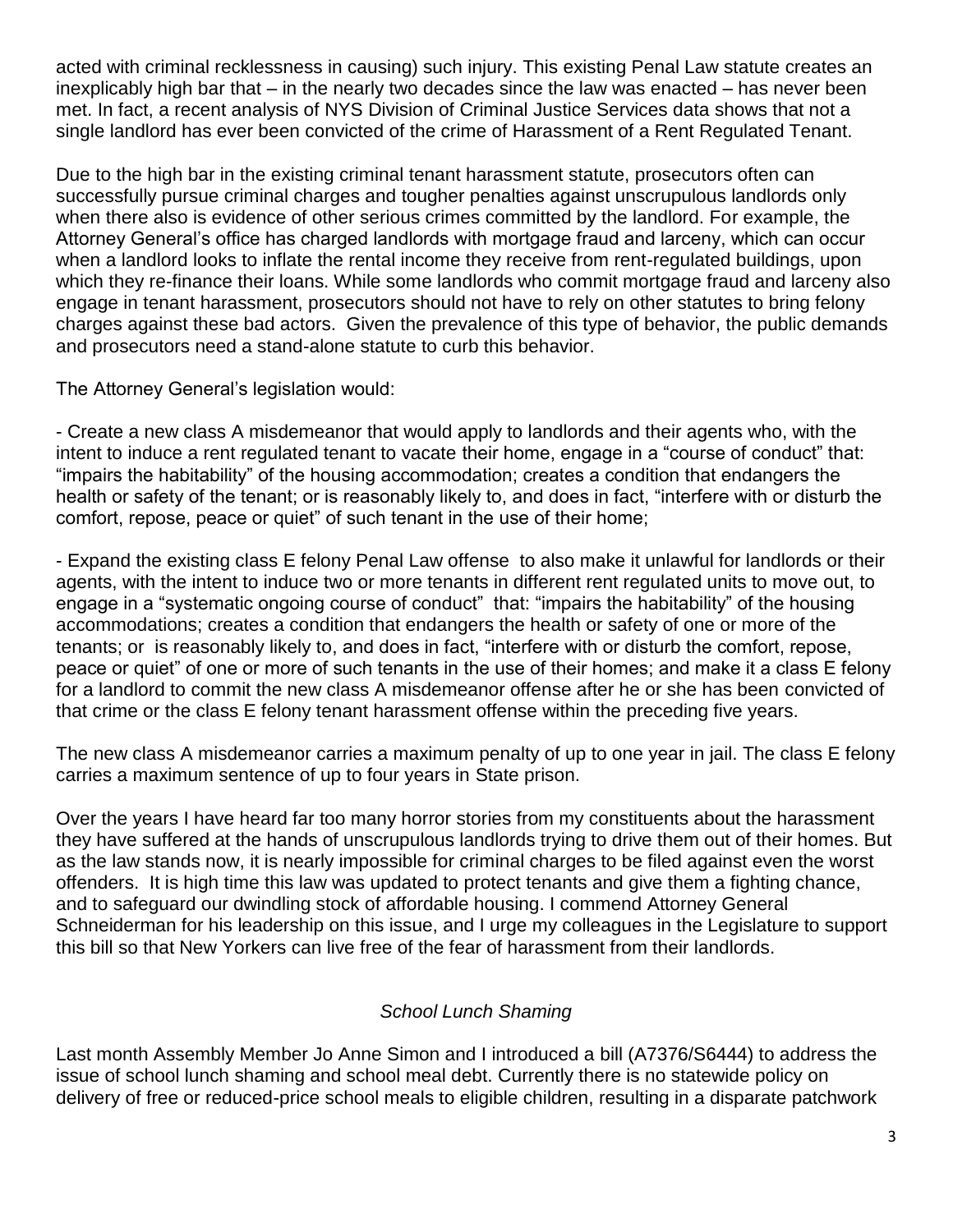acted with criminal recklessness in causing) such injury. This existing Penal Law statute creates an inexplicably high bar that – in the nearly two decades since the law was enacted – has never been met. In fact, a recent analysis of NYS Division of Criminal Justice Services data shows that not a single landlord has ever been convicted of the crime of Harassment of a Rent Regulated Tenant.

Due to the high bar in the existing criminal tenant harassment statute, prosecutors often can successfully pursue criminal charges and tougher penalties against unscrupulous landlords only when there also is evidence of other serious crimes committed by the landlord. For example, the Attorney General's office has charged landlords with mortgage fraud and larceny, which can occur when a landlord looks to inflate the rental income they receive from rent-regulated buildings, upon which they re-finance their loans. While some landlords who commit mortgage fraud and larceny also engage in tenant harassment, prosecutors should not have to rely on other statutes to bring felony charges against these bad actors. Given the prevalence of this type of behavior, the public demands and prosecutors need a stand-alone statute to curb this behavior.

The Attorney General's legislation would:

- Create a new class A misdemeanor that would apply to landlords and their agents who, with the intent to induce a rent regulated tenant to vacate their home, engage in a "course of conduct" that: "impairs the habitability" of the housing accommodation; creates a condition that endangers the health or safety of the tenant; or is reasonably likely to, and does in fact, "interfere with or disturb the comfort, repose, peace or quiet" of such tenant in the use of their home;

- Expand the existing class E felony Penal Law offense to also make it unlawful for landlords or their agents, with the intent to induce two or more tenants in different rent regulated units to move out, to engage in a "systematic ongoing course of conduct" that: "impairs the habitability" of the housing accommodations; creates a condition that endangers the health or safety of one or more of the tenants; or is reasonably likely to, and does in fact, "interfere with or disturb the comfort, repose, peace or quiet" of one or more of such tenants in the use of their homes; and make it a class E felony for a landlord to commit the new class A misdemeanor offense after he or she has been convicted of that crime or the class E felony tenant harassment offense within the preceding five years.

The new class A misdemeanor carries a maximum penalty of up to one year in jail. The class E felony carries a maximum sentence of up to four years in State prison.

Over the years I have heard far too many horror stories from my constituents about the harassment they have suffered at the hands of unscrupulous landlords trying to drive them out of their homes. But as the law stands now, it is nearly impossible for criminal charges to be filed against even the worst offenders. It is high time this law was updated to protect tenants and give them a fighting chance, and to safeguard our dwindling stock of affordable housing. I commend Attorney General Schneiderman for his leadership on this issue, and I urge my colleagues in the Legislature to support this bill so that New Yorkers can live free of the fear of harassment from their landlords.

### *School Lunch Shaming*

Last month Assembly Member Jo Anne Simon and I introduced a bill (A7376/S6444) to address the issue of school lunch shaming and school meal debt. Currently there is no statewide policy on delivery of free or reduced-price school meals to eligible children, resulting in a disparate patchwork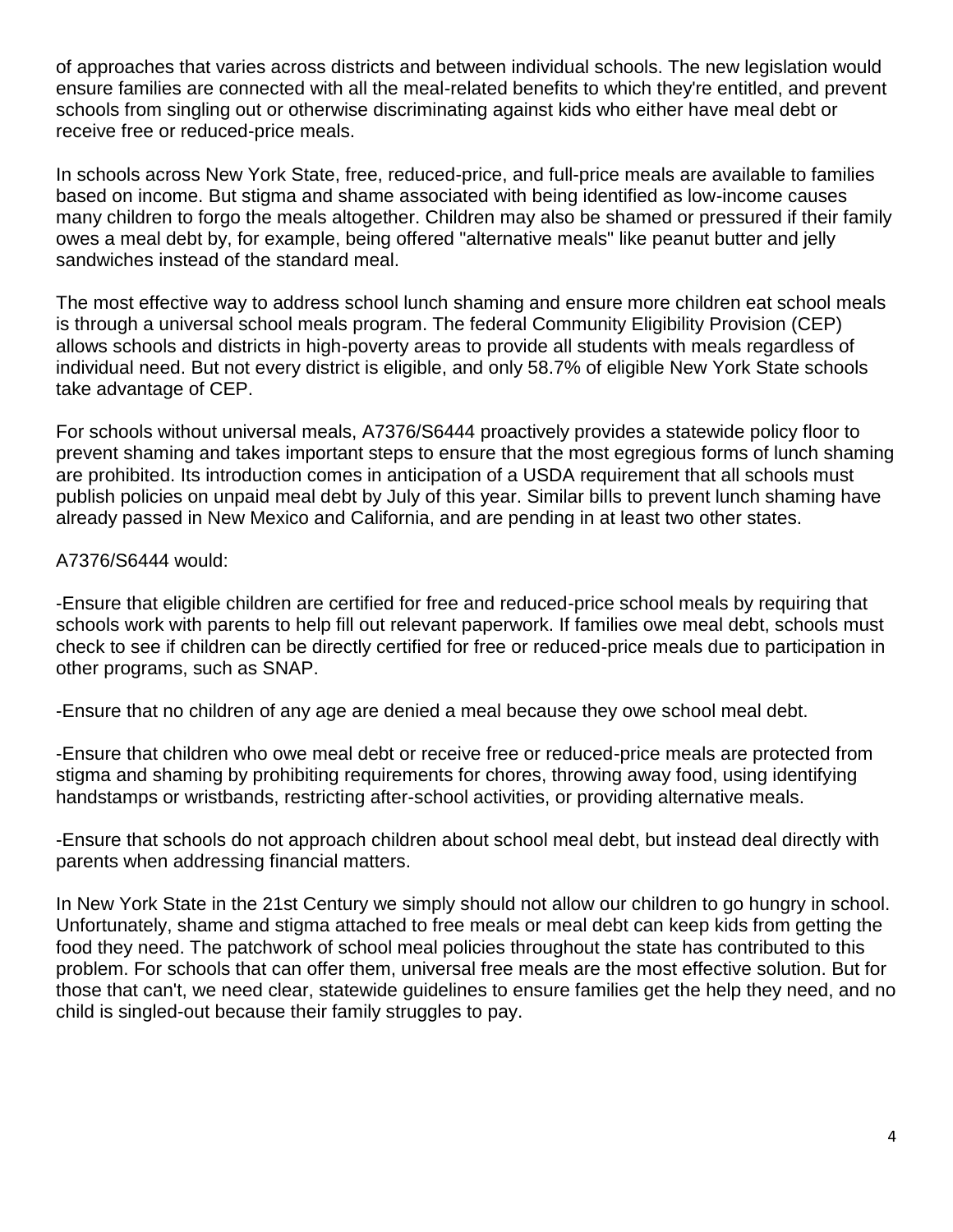of approaches that varies across districts and between individual schools. The new legislation would ensure families are connected with all the meal-related benefits to which they're entitled, and prevent schools from singling out or otherwise discriminating against kids who either have meal debt or receive free or reduced-price meals.

In schools across New York State, free, reduced-price, and full-price meals are available to families based on income. But stigma and shame associated with being identified as low-income causes many children to forgo the meals altogether. Children may also be shamed or pressured if their family owes a meal debt by, for example, being offered "alternative meals" like peanut butter and jelly sandwiches instead of the standard meal.

The most effective way to address school lunch shaming and ensure more children eat school meals is through a universal school meals program. The federal Community Eligibility Provision (CEP) allows schools and districts in high-poverty areas to provide all students with meals regardless of individual need. But not every district is eligible, and only 58.7% of eligible New York State schools take advantage of CEP.

For schools without universal meals, A7376/S6444 proactively provides a statewide policy floor to prevent shaming and takes important steps to ensure that the most egregious forms of lunch shaming are prohibited. Its introduction comes in anticipation of a USDA requirement that all schools must publish policies on unpaid meal debt by July of this year. Similar bills to prevent lunch shaming have already passed in New Mexico and California, and are pending in at least two other states.

A7376/S6444 would:

-Ensure that eligible children are certified for free and reduced-price school meals by requiring that schools work with parents to help fill out relevant paperwork. If families owe meal debt, schools must check to see if children can be directly certified for free or reduced-price meals due to participation in other programs, such as SNAP.

-Ensure that no children of any age are denied a meal because they owe school meal debt.

-Ensure that children who owe meal debt or receive free or reduced-price meals are protected from stigma and shaming by prohibiting requirements for chores, throwing away food, using identifying handstamps or wristbands, restricting after-school activities, or providing alternative meals.

-Ensure that schools do not approach children about school meal debt, but instead deal directly with parents when addressing financial matters.

In New York State in the 21st Century we simply should not allow our children to go hungry in school. Unfortunately, shame and stigma attached to free meals or meal debt can keep kids from getting the food they need. The patchwork of school meal policies throughout the state has contributed to this problem. For schools that can offer them, universal free meals are the most effective solution. But for those that can't, we need clear, statewide guidelines to ensure families get the help they need, and no child is singled-out because their family struggles to pay.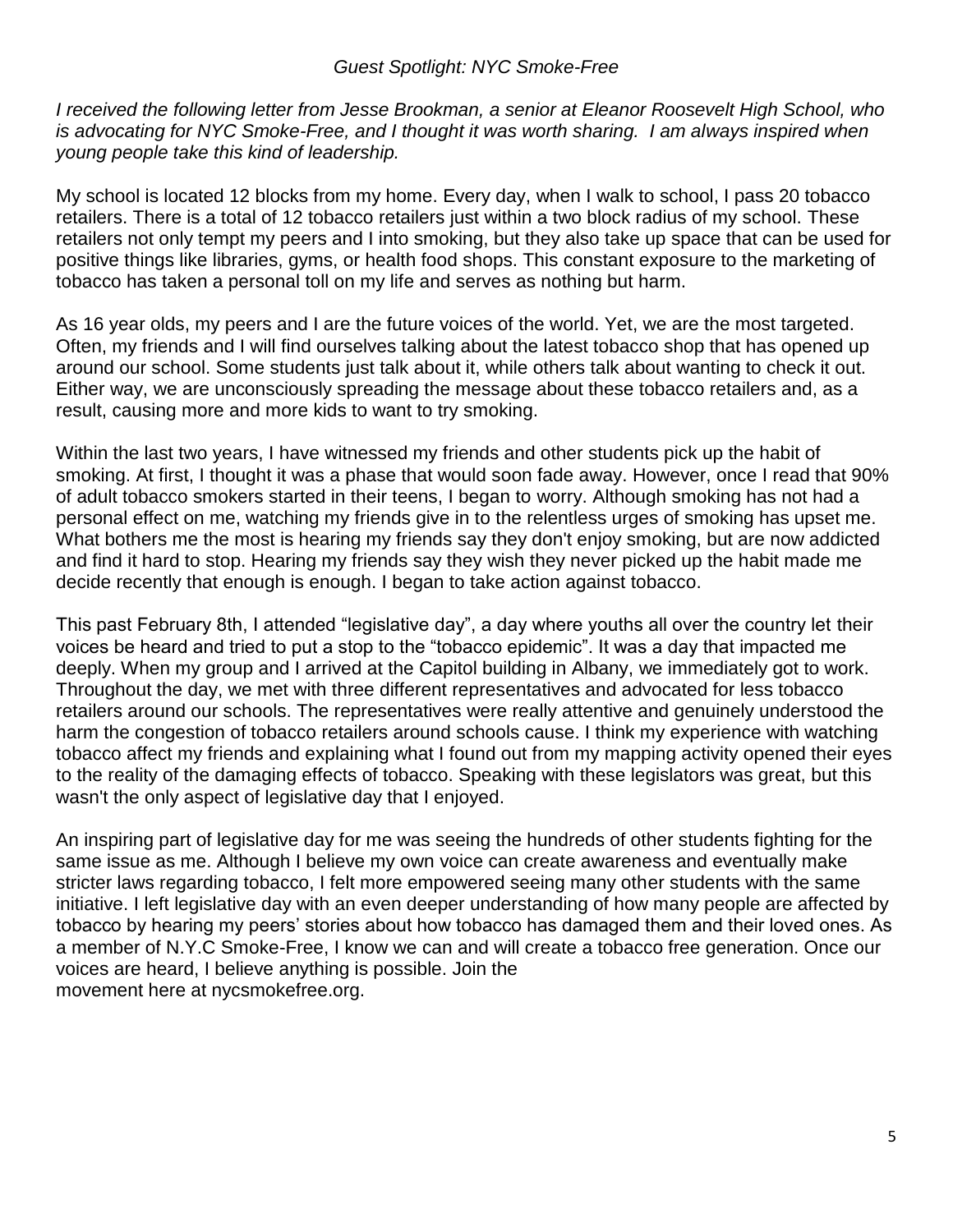*Guest Spotlight: NYC Smoke-Free*

*I received the following letter from Jesse Brookman, a senior at Eleanor Roosevelt High School, who is advocating for NYC Smoke-Free, and I thought it was worth sharing. I am always inspired when young people take this kind of leadership.*

My school is located 12 blocks from my home. Every day, when I walk to school, I pass 20 tobacco retailers. There is a total of 12 tobacco retailers just within a two block radius of my school. These retailers not only tempt my peers and I into smoking, but they also take up space that can be used for positive things like libraries, gyms, or health food shops. This constant exposure to the marketing of tobacco has taken a personal toll on my life and serves as nothing but harm.

As 16 year olds, my peers and I are the future voices of the world. Yet, we are the most targeted. Often, my friends and I will find ourselves talking about the latest tobacco shop that has opened up around our school. Some students just talk about it, while others talk about wanting to check it out. Either way, we are unconsciously spreading the message about these tobacco retailers and, as a result, causing more and more kids to want to try smoking.

Within the last two years, I have witnessed my friends and other students pick up the habit of smoking. At first, I thought it was a phase that would soon fade away. However, once I read that 90% of adult tobacco smokers started in their teens, I began to worry. Although smoking has not had a personal effect on me, watching my friends give in to the relentless urges of smoking has upset me. What bothers me the most is hearing my friends say they don't enjoy smoking, but are now addicted and find it hard to stop. Hearing my friends say they wish they never picked up the habit made me decide recently that enough is enough. I began to take action against tobacco.

This past February 8th, I attended "legislative day", a day where youths all over the country let their voices be heard and tried to put a stop to the "tobacco epidemic". It was a day that impacted me deeply. When my group and I arrived at the Capitol building in Albany, we immediately got to work. Throughout the day, we met with three different representatives and advocated for less tobacco retailers around our schools. The representatives were really attentive and genuinely understood the harm the congestion of tobacco retailers around schools cause. I think my experience with watching tobacco affect my friends and explaining what I found out from my mapping activity opened their eyes to the reality of the damaging effects of tobacco. Speaking with these legislators was great, but this wasn't the only aspect of legislative day that I enjoyed.

An inspiring part of legislative day for me was seeing the hundreds of other students fighting for the same issue as me. Although I believe my own voice can create awareness and eventually make stricter laws regarding tobacco, I felt more empowered seeing many other students with the same initiative. I left legislative day with an even deeper understanding of how many people are affected by tobacco by hearing my peers' stories about how tobacco has damaged them and their loved ones. As a member of N.Y.C Smoke-Free, I know we can and will create a tobacco free generation. Once our voices are heard, I believe anything is possible. Join the movement here at nycsmokefree.org.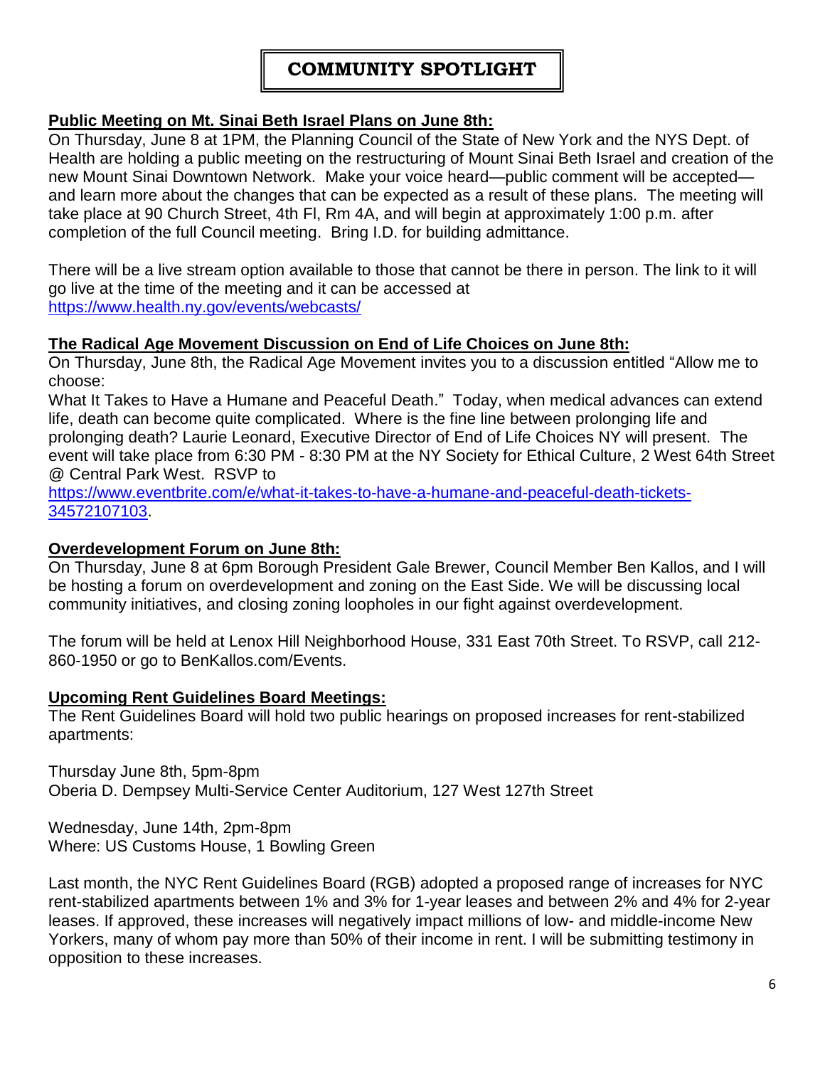# COMMUNITY SPOTLIGHT

**Public Meeting on Mt. Sinai Beth Israel Plans on June 8th:**

On Thursday, June 8 at 1PM, the Planning Council of the State of New York and the NYS Dept. of Health are holding a public meeting on the restructuring of Mount Sinai Beth Israel and creation of the new Mount Sinai Downtown Network. Make your voice heard—public comment will be accepted—and learn more about the changes that can be expected as a result of these plans. The meeting will take place at 90 Church Street, 4th Fl, Rm 4A, and will begin at approximately 1:00 p.m. after completion of the full Council meeting. Bring I.D. for building admittance.

There will be a live stream option available to those that cannot be there in person. The link to it will go live at the time of the meeting and it can be accessed at https://www.health.ny.gov/events/webcasts/

**The Radical Age Movement Discussion on End of Life Choices on June 8th:**

On Thursday, June 8th, the Radical Age Movement invites you to a discussion entitled "Allow me to choose:
What It Takes to Have a Humane and Peaceful Death." Today, when medical advances can extend life, death can become quite complicated. Where is the fine line between prolonging life and prolonging death? Laurie Leonard, Executive Director of End of Life Choices NY will present. The event will take place from 6:30 PM - 8:30 PM at the NY Society for Ethical Culture, 2 West 64th Street @ Central Park West. RSVP to https://www.eventbrite.com/e/what-it-takes-to-have-a-humane-and-peaceful-death-tickets-34572107103.

**Overdevelopment Forum on June 8th:**

On Thursday, June 8 at 6pm Borough President Gale Brewer, Council Member Ben Kallos, and I will be hosting a forum on overdevelopment and zoning on the East Side. We will be discussing local community initiatives, and closing zoning loopholes in our fight against overdevelopment.

The forum will be held at Lenox Hill Neighborhood House, 331 East 70th Street. To RSVP, call 212-860-1950 or go to BenKallos.com/Events.

**Upcoming Rent Guidelines Board Meetings:**

The Rent Guidelines Board will hold two public hearings on proposed increases for rent-stabilized apartments:

Thursday June 8th, 5pm-8pm
Oberia D. Dempsey Multi-Service Center Auditorium, 127 West 127th Street

Wednesday, June 14th, 2pm-8pm
Where: US Customs House, 1 Bowling Green

Last month, the NYC Rent Guidelines Board (RGB) adopted a proposed range of increases for NYC rent-stabilized apartments between 1% and 3% for 1-year leases and between 2% and 4% for 2-year leases. If approved, these increases will negatively impact millions of low- and middle-income New Yorkers, many of whom pay more than 50% of their income in rent. I will be submitting testimony in opposition to these increases.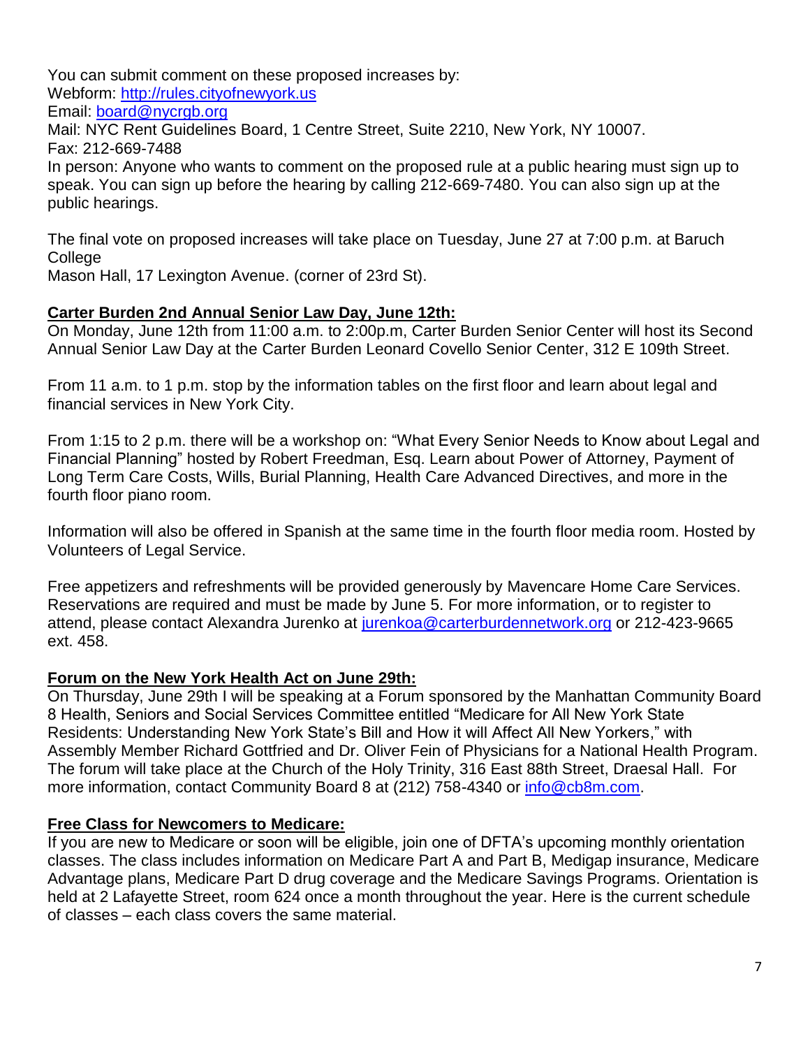You can submit comment on these proposed increases by:
Webform: [http://rules.cityofnewyork.us](http://rules.cityofnewyork.us)
Email: [board@nycrgb.org](mailto:board@nycrgb.org)
Mail: NYC Rent Guidelines Board, 1 Centre Street, Suite 2210, New York, NY 10007.
Fax: 212-669-7488
In person: Anyone who wants to comment on the proposed rule at a public hearing must sign up to speak. You can sign up before the hearing by calling 212-669-7480. You can also sign up at the public hearings.

The final vote on proposed increases will take place on Tuesday, June 27 at 7:00 p.m. at Baruch College
Mason Hall, 17 Lexington Avenue. (corner of 23rd St).

**Carter Burden 2nd Annual Senior Law Day, June 12th:**
On Monday, June 12th from 11:00 a.m. to 2:00p.m, Carter Burden Senior Center will host its Second Annual Senior Law Day at the Carter Burden Leonard Covello Senior Center, 312 E 109th Street.

From 11 a.m. to 1 p.m. stop by the information tables on the first floor and learn about legal and financial services in New York City.

From 1:15 to 2 p.m. there will be a workshop on: "What Every Senior Needs to Know about Legal and Financial Planning" hosted by Robert Freedman, Esq. Learn about Power of Attorney, Payment of Long Term Care Costs, Wills, Burial Planning, Health Care Advanced Directives, and more in the fourth floor piano room.

Information will also be offered in Spanish at the same time in the fourth floor media room. Hosted by Volunteers of Legal Service.

Free appetizers and refreshments will be provided generously by Mavencare Home Care Services. Reservations are required and must be made by June 5. For more information, or to register to attend, please contact Alexandra Jurenko at [jurenkoa@carterburdennetwork.org](mailto:jurenkoa@carterburdennetwork.org) or 212-423-9665 ext. 458.

**Forum on the New York Health Act on June 29th:**
On Thursday, June 29th I will be speaking at a Forum sponsored by the Manhattan Community Board 8 Health, Seniors and Social Services Committee entitled "Medicare for All New York State Residents: Understanding New York State's Bill and How it will Affect All New Yorkers," with Assembly Member Richard Gottfried and Dr. Oliver Fein of Physicians for a National Health Program. The forum will take place at the Church of the Holy Trinity, 316 East 88th Street, Draesal Hall. For more information, contact Community Board 8 at (212) 758-4340 or [info@cb8m.com](mailto:info@cb8m.com).

**Free Class for Newcomers to Medicare:**
If you are new to Medicare or soon will be eligible, join one of DFTA's upcoming monthly orientation classes. The class includes information on Medicare Part A and Part B, Medigap insurance, Medicare Advantage plans, Medicare Part D drug coverage and the Medicare Savings Programs. Orientation is held at 2 Lafayette Street, room 624 once a month throughout the year. Here is the current schedule of classes – each class covers the same material.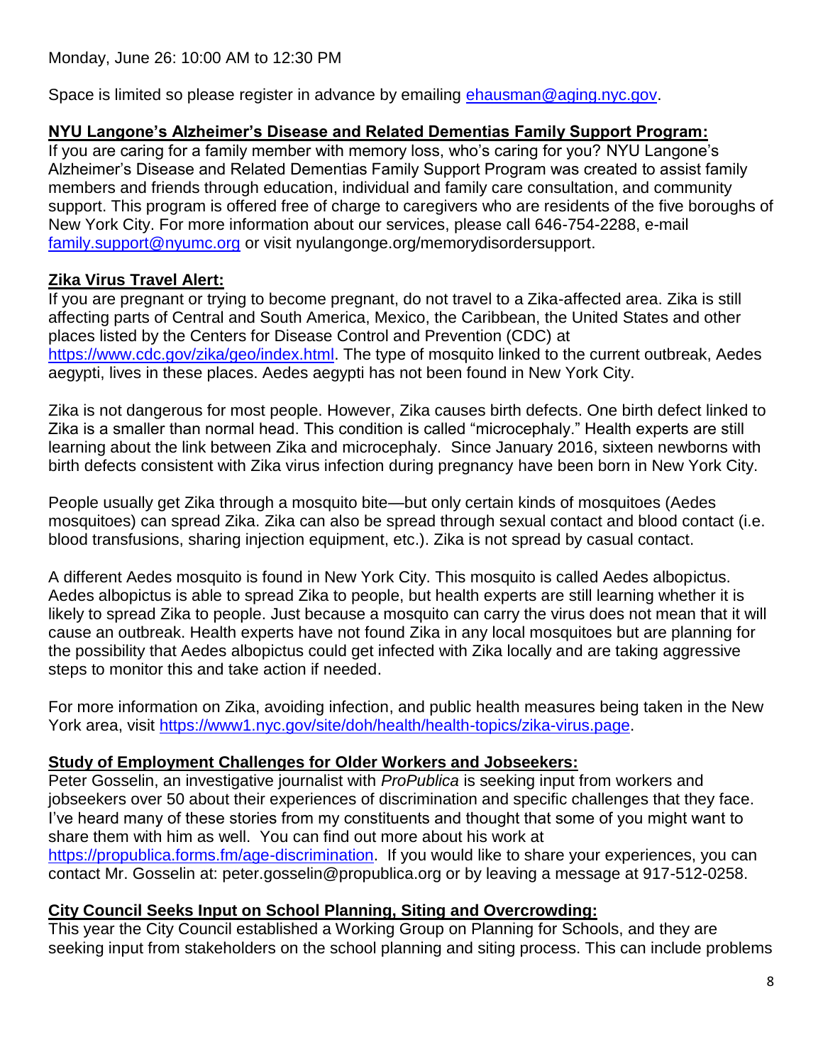Monday, June 26: 10:00 AM to 12:30 PM

Space is limited so please register in advance by emailing [ehausman@aging.nyc.gov](mailto:ehausman@aging.nyc.gov).

**NYU Langone's Alzheimer's Disease and Related Dementias Family Support Program:**

If you are caring for a family member with memory loss, who's caring for you? NYU Langone's Alzheimer's Disease and Related Dementias Family Support Program was created to assist family members and friends through education, individual and family care consultation, and community support. This program is offered free of charge to caregivers who are residents of the five boroughs of New York City. For more information about our services, please call 646-754-2288, e-mail [family.support@nyumc.org](mailto:family.support@nyumc.org) or visit nyulangonge.org/memorydisordersupport.

**Zika Virus Travel Alert:**

If you are pregnant or trying to become pregnant, do not travel to a Zika-affected area. Zika is still affecting parts of Central and South America, Mexico, the Caribbean, the United States and other places listed by the Centers for Disease Control and Prevention (CDC) at [https://www.cdc.gov/zika/geo/index.html](https://www.cdc.gov/zika/geo/index.html). The type of mosquito linked to the current outbreak, Aedes aegypti, lives in these places. Aedes aegypti has not been found in New York City.

Zika is not dangerous for most people. However, Zika causes birth defects. One birth defect linked to Zika is a smaller than normal head. This condition is called "microcephaly." Health experts are still learning about the link between Zika and microcephaly. Since January 2016, sixteen newborns with birth defects consistent with Zika virus infection during pregnancy have been born in New York City.

People usually get Zika through a mosquito bite—but only certain kinds of mosquitoes (Aedes mosquitoes) can spread Zika. Zika can also be spread through sexual contact and blood contact (i.e. blood transfusions, sharing injection equipment, etc.). Zika is not spread by casual contact.

A different Aedes mosquito is found in New York City. This mosquito is called Aedes albopictus. Aedes albopictus is able to spread Zika to people, but health experts are still learning whether it is likely to spread Zika to people. Just because a mosquito can carry the virus does not mean that it will cause an outbreak. Health experts have not found Zika in any local mosquitoes but are planning for the possibility that Aedes albopictus could get infected with Zika locally and are taking aggressive steps to monitor this and take action if needed.

For more information on Zika, avoiding infection, and public health measures being taken in the New York area, visit [https://www1.nyc.gov/site/doh/health/health-topics/zika-virus.page](https://www1.nyc.gov/site/doh/health/health-topics/zika-virus.page).

**Study of Employment Challenges for Older Workers and Jobseekers:**

Peter Gosselin, an investigative journalist with *ProPublica* is seeking input from workers and jobseekers over 50 about their experiences of discrimination and specific challenges that they face. I've heard many of these stories from my constituents and thought that some of you might want to share them with him as well. You can find out more about his work at [https://propublica.forms.fm/age-discrimination](https://propublica.forms.fm/age-discrimination). If you would like to share your experiences, you can contact Mr. Gosselin at: peter.gosselin@propublica.org or by leaving a message at 917-512-0258.

**City Council Seeks Input on School Planning, Siting and Overcrowding:**

This year the City Council established a Working Group on Planning for Schools, and they are seeking input from stakeholders on the school planning and siting process. This can include problems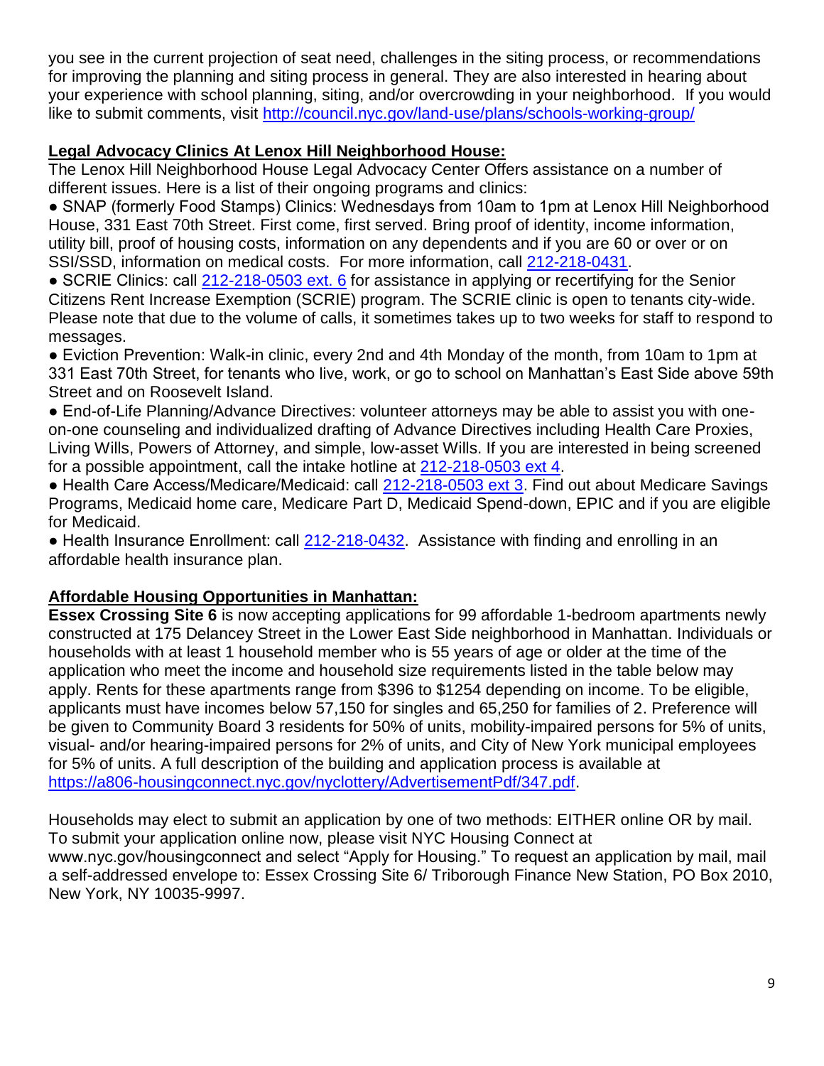you see in the current projection of seat need, challenges in the siting process, or recommendations for improving the planning and siting process in general. They are also interested in hearing about your experience with school planning, siting, and/or overcrowding in your neighborhood. If you would like to submit comments, visit http://council.nyc.gov/land-use/plans/schools-working-group/

**Legal Advocacy Clinics At Lenox Hill Neighborhood House:**

The Lenox Hill Neighborhood House Legal Advocacy Center Offers assistance on a number of different issues. Here is a list of their ongoing programs and clinics:

● SNAP (formerly Food Stamps) Clinics: Wednesdays from 10am to 1pm at Lenox Hill Neighborhood House, 331 East 70th Street. First come, first served. Bring proof of identity, income information, utility bill, proof of housing costs, information on any dependents and if you are 60 or over or on SSI/SSD, information on medical costs. For more information, call 212-218-0431.

● SCRIE Clinics: call 212-218-0503 ext. 6 for assistance in applying or recertifying for the Senior Citizens Rent Increase Exemption (SCRIE) program. The SCRIE clinic is open to tenants city-wide. Please note that due to the volume of calls, it sometimes takes up to two weeks for staff to respond to messages.

● Eviction Prevention: Walk-in clinic, every 2nd and 4th Monday of the month, from 10am to 1pm at 331 East 70th Street, for tenants who live, work, or go to school on Manhattan's East Side above 59th Street and on Roosevelt Island.

● End-of-Life Planning/Advance Directives: volunteer attorneys may be able to assist you with one-on-one counseling and individualized drafting of Advance Directives including Health Care Proxies, Living Wills, Powers of Attorney, and simple, low-asset Wills. If you are interested in being screened for a possible appointment, call the intake hotline at 212-218-0503 ext 4.

● Health Care Access/Medicare/Medicaid: call 212-218-0503 ext 3. Find out about Medicare Savings Programs, Medicaid home care, Medicare Part D, Medicaid Spend-down, EPIC and if you are eligible for Medicaid.

● Health Insurance Enrollment: call 212-218-0432. Assistance with finding and enrolling in an affordable health insurance plan.

**Affordable Housing Opportunities in Manhattan:**

**Essex Crossing Site 6** is now accepting applications for 99 affordable 1-bedroom apartments newly constructed at 175 Delancey Street in the Lower East Side neighborhood in Manhattan. Individuals or households with at least 1 household member who is 55 years of age or older at the time of the application who meet the income and household size requirements listed in the table below may apply. Rents for these apartments range from $396 to $1254 depending on income. To be eligible, applicants must have incomes below 57,150 for singles and 65,250 for families of 2. Preference will be given to Community Board 3 residents for 50% of units, mobility-impaired persons for 5% of units, visual- and/or hearing-impaired persons for 2% of units, and City of New York municipal employees for 5% of units. A full description of the building and application process is available at https://a806-housingconnect.nyc.gov/nyclottery/AdvertisementPdf/347.pdf.

Households may elect to submit an application by one of two methods: EITHER online OR by mail. To submit your application online now, please visit NYC Housing Connect at www.nyc.gov/housingconnect and select "Apply for Housing." To request an application by mail, mail a self-addressed envelope to: Essex Crossing Site 6/ Triborough Finance New Station, PO Box 2010, New York, NY 10035-9997.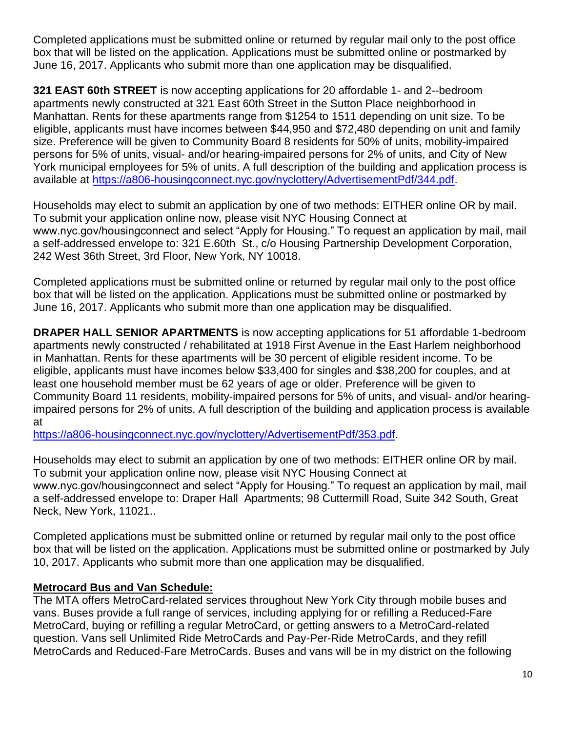Completed applications must be submitted online or returned by regular mail only to the post office box that will be listed on the application. Applications must be submitted online or postmarked by June 16, 2017. Applicants who submit more than one application may be disqualified.

**321 EAST 60th STREET** is now accepting applications for 20 affordable 1- and 2--bedroom apartments newly constructed at 321 East 60th Street in the Sutton Place neighborhood in Manhattan. Rents for these apartments range from $1254 to 1511 depending on unit size. To be eligible, applicants must have incomes between $44,950 and $72,480 depending on unit and family size. Preference will be given to Community Board 8 residents for 50% of units, mobility-impaired persons for 5% of units, visual- and/or hearing-impaired persons for 2% of units, and City of New York municipal employees for 5% of units. A full description of the building and application process is available at [https://a806-housingconnect.nyc.gov/nyclottery/AdvertisementPdf/344.pdf](https://a806-housingconnect.nyc.gov/nyclottery/AdvertisementPdf/344.pdf).

Households may elect to submit an application by one of two methods: EITHER online OR by mail. To submit your application online now, please visit NYC Housing Connect at www.nyc.gov/housingconnect and select "Apply for Housing." To request an application by mail, mail a self-addressed envelope to: 321 E.60th St., c/o Housing Partnership Development Corporation, 242 West 36th Street, 3rd Floor, New York, NY 10018.

Completed applications must be submitted online or returned by regular mail only to the post office box that will be listed on the application. Applications must be submitted online or postmarked by June 16, 2017. Applicants who submit more than one application may be disqualified.

**DRAPER HALL SENIOR APARTMENTS** is now accepting applications for 51 affordable 1-bedroom apartments newly constructed / rehabilitated at 1918 First Avenue in the East Harlem neighborhood in Manhattan. Rents for these apartments will be 30 percent of eligible resident income. To be eligible, applicants must have incomes below $33,400 for singles and $38,200 for couples, and at least one household member must be 62 years of age or older. Preference will be given to Community Board 11 residents, mobility-impaired persons for 5% of units, and visual- and/or hearing-impaired persons for 2% of units. A full description of the building and application process is available at
[https://a806-housingconnect.nyc.gov/nyclottery/AdvertisementPdf/353.pdf](https://a806-housingconnect.nyc.gov/nyclottery/AdvertisementPdf/353.pdf).

Households may elect to submit an application by one of two methods: EITHER online OR by mail. To submit your application online now, please visit NYC Housing Connect at www.nyc.gov/housingconnect and select "Apply for Housing." To request an application by mail, mail a self-addressed envelope to: Draper Hall Apartments; 98 Cuttermill Road, Suite 342 South, Great Neck, New York, 11021..

Completed applications must be submitted online or returned by regular mail only to the post office box that will be listed on the application. Applications must be submitted online or postmarked by July 10, 2017. Applicants who submit more than one application may be disqualified.

**Metrocard Bus and Van Schedule:**

The MTA offers MetroCard-related services throughout New York City through mobile buses and vans. Buses provide a full range of services, including applying for or refilling a Reduced-Fare MetroCard, buying or refilling a regular MetroCard, or getting answers to a MetroCard-related question. Vans sell Unlimited Ride MetroCards and Pay-Per-Ride MetroCards, and they refill MetroCards and Reduced-Fare MetroCards. Buses and vans will be in my district on the following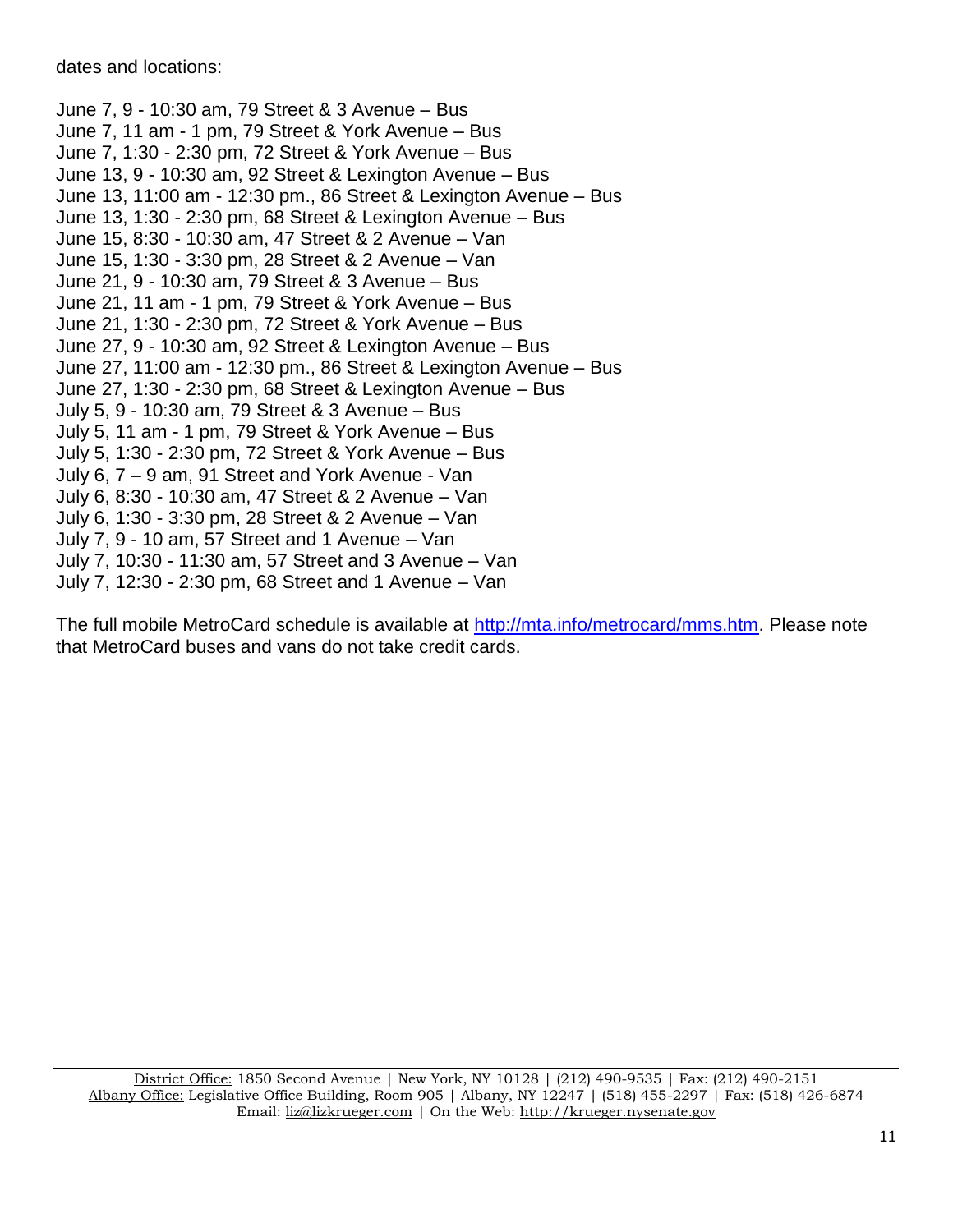dates and locations:

June 7, 9 - 10:30 am, 79 Street & 3 Avenue – Bus
June 7, 11 am - 1 pm, 79 Street & York Avenue – Bus
June 7, 1:30 - 2:30 pm, 72 Street & York Avenue – Bus
June 13, 9 - 10:30 am, 92 Street & Lexington Avenue – Bus
June 13, 11:00 am - 12:30 pm., 86 Street & Lexington Avenue – Bus
June 13, 1:30 - 2:30 pm, 68 Street & Lexington Avenue – Bus
June 15, 8:30 - 10:30 am, 47 Street & 2 Avenue – Van
June 15, 1:30 - 3:30 pm, 28 Street & 2 Avenue – Van
June 21, 9 - 10:30 am, 79 Street & 3 Avenue – Bus
June 21, 11 am - 1 pm, 79 Street & York Avenue – Bus
June 21, 1:30 - 2:30 pm, 72 Street & York Avenue – Bus
June 27, 9 - 10:30 am, 92 Street & Lexington Avenue – Bus
June 27, 11:00 am - 12:30 pm., 86 Street & Lexington Avenue – Bus
June 27, 1:30 - 2:30 pm, 68 Street & Lexington Avenue – Bus
July 5, 9 - 10:30 am, 79 Street & 3 Avenue – Bus
July 5, 11 am - 1 pm, 79 Street & York Avenue – Bus
July 5, 1:30 - 2:30 pm, 72 Street & York Avenue – Bus
July 6, 7 – 9 am, 91 Street and York Avenue - Van
July 6, 8:30 - 10:30 am, 47 Street & 2 Avenue – Van
July 6, 1:30 - 3:30 pm, 28 Street & 2 Avenue – Van
July 7, 9 - 10 am, 57 Street and 1 Avenue – Van
July 7, 10:30 - 11:30 am, 57 Street and 3 Avenue – Van
July 7, 12:30 - 2:30 pm, 68 Street and 1 Avenue – Van

The full mobile MetroCard schedule is available at http://mta.info/metrocard/mms.htm. Please note that MetroCard buses and vans do not take credit cards.